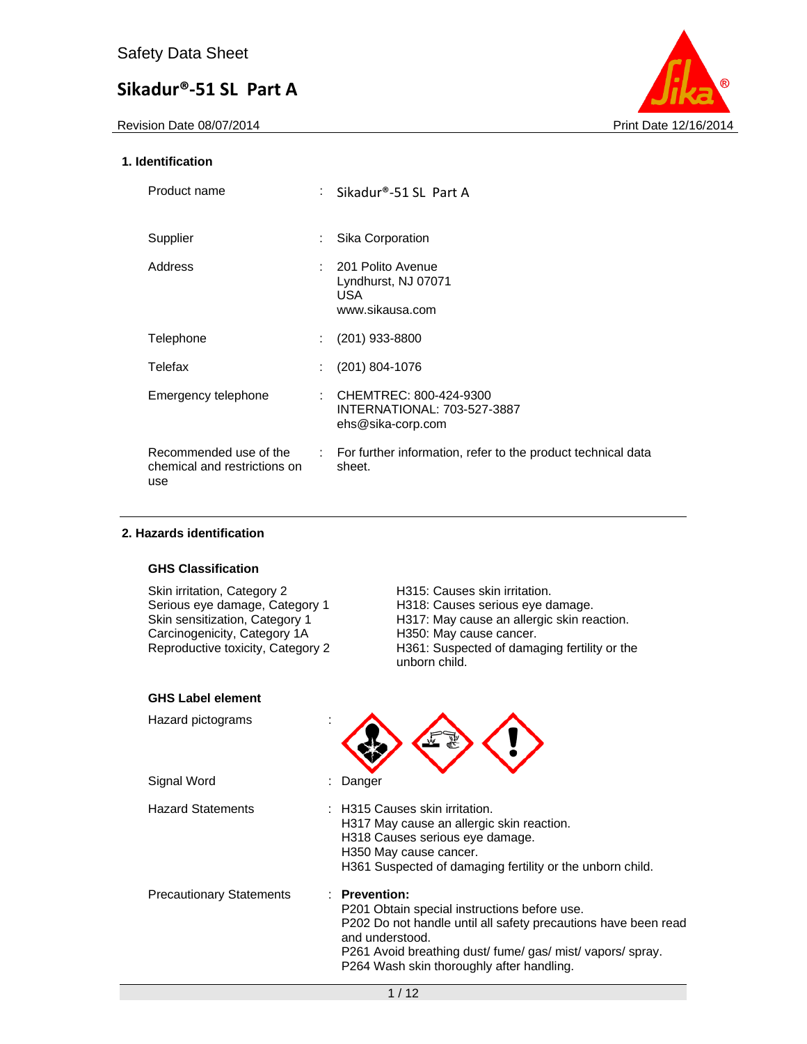Safety Data Sheet

# Sikadur®-51 SL Part A

Revision Date 08/07/2014 Print Date 12/16/2014

## 1. Identification

| | |
|---|---|
| Product name | : Sikadur®-51 SL Part A |
| Supplier | : Sika Corporation |
| Address | : 201 Polito Avenue<br>Lyndhurst, NJ 07071<br>USA<br>www.sikausa.com |
| Telephone | : (201) 933-8800 |
| Telefax | : (201) 804-1076 |
| Emergency telephone | : CHEMTREC: 800-424-9300<br>INTERNATIONAL: 703-527-3887<br>ehs@sika-corp.com |
| Recommended use of the chemical and restrictions on use | : For further information, refer to the product technical data sheet. |

## 2. Hazards identification

### GHS Classification

| | |
|---|---|
| Skin irritation, Category 2 | H315: Causes skin irritation. |
| Serious eye damage, Category 1 | H318: Causes serious eye damage. |
| Skin sensitization, Category 1 | H317: May cause an allergic skin reaction. |
| Carcinogenicity, Category 1A | H350: May cause cancer. |
| Reproductive toxicity, Category 2 | H361: Suspected of damaging fertility or the unborn child. |

### GHS Label element

Hazard pictograms :

Signal Word : Danger

Hazard Statements :
H315 Causes skin irritation.
H317 May cause an allergic skin reaction.
H318 Causes serious eye damage.
H350 May cause cancer.
H361 Suspected of damaging fertility or the unborn child.

Precautionary Statements :

**Prevention:**

P201 Obtain special instructions before use.
P202 Do not handle until all safety precautions have been read and understood.
P261 Avoid breathing dust/ fume/ gas/ mist/ vapors/ spray.
P264 Wash skin thoroughly after handling.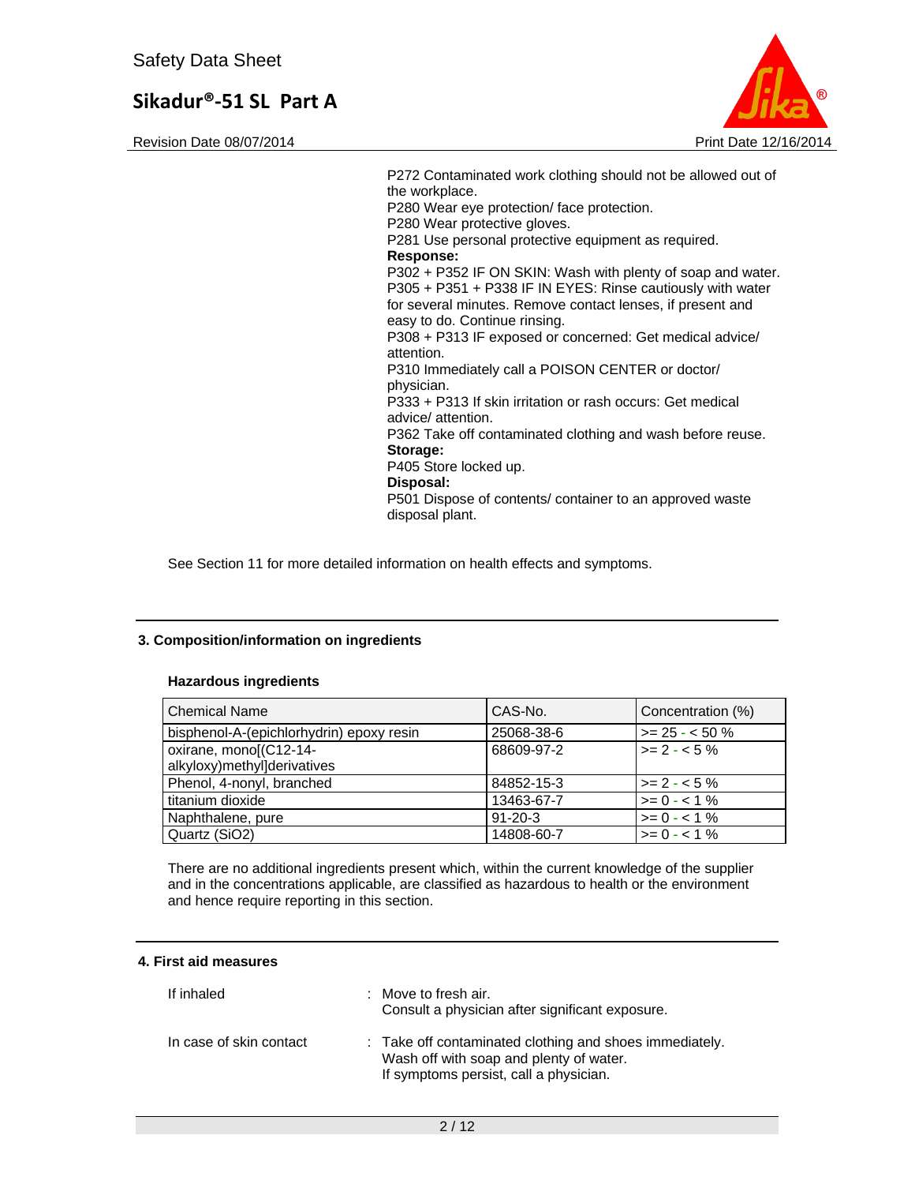P272 Contaminated work clothing should not be allowed out of the workplace.
P280 Wear eye protection/ face protection.
P280 Wear protective gloves.
P281 Use personal protective equipment as required.

**Response:**

P302 + P352 IF ON SKIN: Wash with plenty of soap and water.
P305 + P351 + P338 IF IN EYES: Rinse cautiously with water for several minutes. Remove contact lenses, if present and easy to do. Continue rinsing.
P308 + P313 IF exposed or concerned: Get medical advice/ attention.
P310 Immediately call a POISON CENTER or doctor/ physician.
P333 + P313 If skin irritation or rash occurs: Get medical advice/ attention.
P362 Take off contaminated clothing and wash before reuse.

**Storage:**

P405 Store locked up.

**Disposal:**

P501 Dispose of contents/ container to an approved waste disposal plant.

See Section 11 for more detailed information on health effects and symptoms.

## 3. Composition/information on ingredients

### Hazardous ingredients

| Chemical Name | CAS-No. | Concentration (%) |
|---|---|---|
| bisphenol-A-(epichlorhydrin) epoxy resin | 25068-38-6 | >= 25 - < 50 % |
| oxirane, mono[(C12-14-alkyloxy)methyl]derivatives | 68609-97-2 | >= 2 - < 5 % |
| Phenol, 4-nonyl, branched | 84852-15-3 | >= 2 - < 5 % |
| titanium dioxide | 13463-67-7 | >= 0 - < 1 % |
| Naphthalene, pure | 91-20-3 | >= 0 - < 1 % |
| Quartz (SiO2) | 14808-60-7 | >= 0 - < 1 % |

There are no additional ingredients present which, within the current knowledge of the supplier and in the concentrations applicable, are classified as hazardous to health or the environment and hence require reporting in this section.

## 4. First aid measures

If inhaled : Move to fresh air.
Consult a physician after significant exposure.

In case of skin contact : Take off contaminated clothing and shoes immediately.
Wash off with soap and plenty of water.
If symptoms persist, call a physician.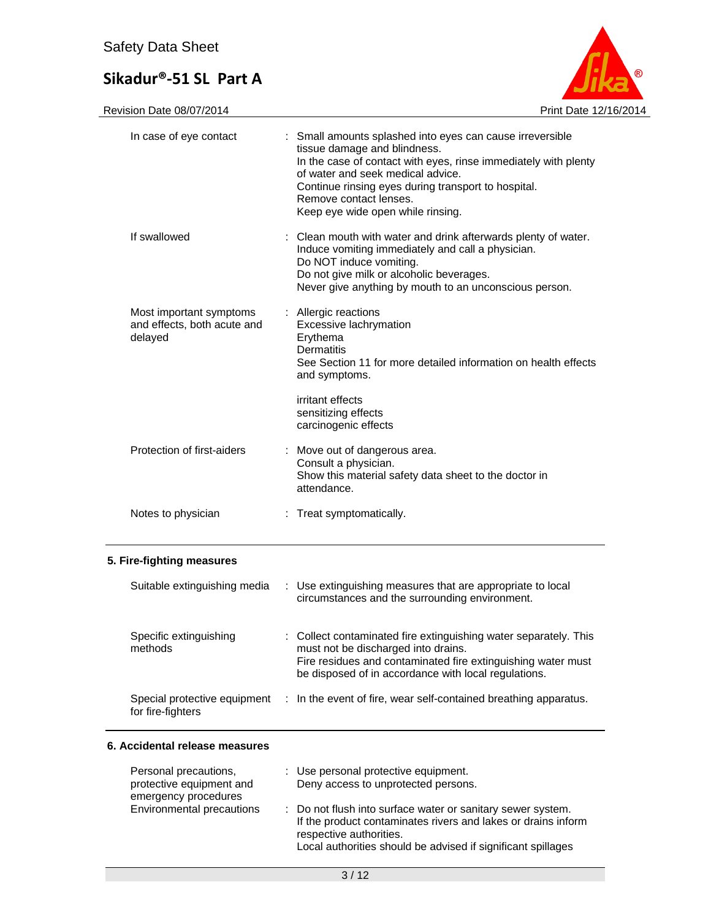| | |
|---|---|
| In case of eye contact | : Small amounts splashed into eyes can cause irreversible tissue damage and blindness.<br>In the case of contact with eyes, rinse immediately with plenty of water and seek medical advice.<br>Continue rinsing eyes during transport to hospital.<br>Remove contact lenses.<br>Keep eye wide open while rinsing. |
| If swallowed | : Clean mouth with water and drink afterwards plenty of water.<br>Induce vomiting immediately and call a physician.<br>Do NOT induce vomiting.<br>Do not give milk or alcoholic beverages.<br>Never give anything by mouth to an unconscious person. |
| Most important symptoms and effects, both acute and delayed | : Allergic reactions<br>Excessive lachrymation<br>Erythema<br>Dermatitis<br>See Section 11 for more detailed information on health effects and symptoms.<br><br>irritant effects<br>sensitizing effects<br>carcinogenic effects |
| Protection of first-aiders | : Move out of dangerous area.<br>Consult a physician.<br>Show this material safety data sheet to the doctor in attendance. |
| Notes to physician | : Treat symptomatically. |

## 5. Fire-fighting measures

| | |
|---|---|
| Suitable extinguishing media | : Use extinguishing measures that are appropriate to local circumstances and the surrounding environment. |
| Specific extinguishing methods | : Collect contaminated fire extinguishing water separately. This must not be discharged into drains.<br>Fire residues and contaminated fire extinguishing water must be disposed of in accordance with local regulations. |
| Special protective equipment for fire-fighters | : In the event of fire, wear self-contained breathing apparatus. |

## 6. Accidental release measures

| | |
|---|---|
| Personal precautions, protective equipment and emergency procedures | : Use personal protective equipment.<br>Deny access to unprotected persons. |
| Environmental precautions | : Do not flush into surface water or sanitary sewer system.<br>If the product contaminates rivers and lakes or drains inform respective authorities.<br>Local authorities should be advised if significant spillages |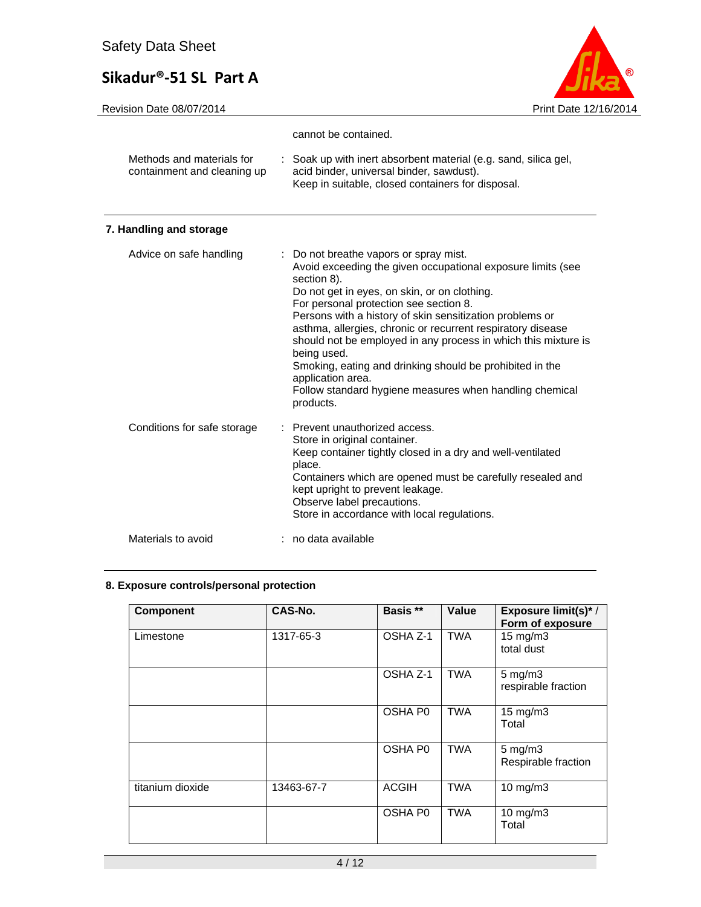cannot be contained.

Methods and materials for containment and cleaning up : Soak up with inert absorbent material (e.g. sand, silica gel, acid binder, universal binder, sawdust).
Keep in suitable, closed containers for disposal.

## 7. Handling and storage

Advice on safe handling : Do not breathe vapors or spray mist.
Avoid exceeding the given occupational exposure limits (see section 8).
Do not get in eyes, on skin, or on clothing.
For personal protection see section 8.
Persons with a history of skin sensitization problems or asthma, allergies, chronic or recurrent respiratory disease should not be employed in any process in which this mixture is being used.
Smoking, eating and drinking should be prohibited in the application area.
Follow standard hygiene measures when handling chemical products.

Conditions for safe storage : Prevent unauthorized access.
Store in original container.
Keep container tightly closed in a dry and well-ventilated place.
Containers which are opened must be carefully resealed and kept upright to prevent leakage.
Observe label precautions.
Store in accordance with local regulations.

Materials to avoid : no data available

## 8. Exposure controls/personal protection

| Component | CAS-No. | Basis ** | Value | Exposure limit(s)* / Form of exposure |
|---|---|---|---|---|
| Limestone | 1317-65-3 | OSHA Z-1 | TWA | 15 mg/m3 total dust |
| | | OSHA Z-1 | TWA | 5 mg/m3 respirable fraction |
| | | OSHA P0 | TWA | 15 mg/m3 Total |
| | | OSHA P0 | TWA | 5 mg/m3 Respirable fraction |
| titanium dioxide | 13463-67-7 | ACGIH | TWA | 10 mg/m3 |
| | | OSHA P0 | TWA | 10 mg/m3 Total |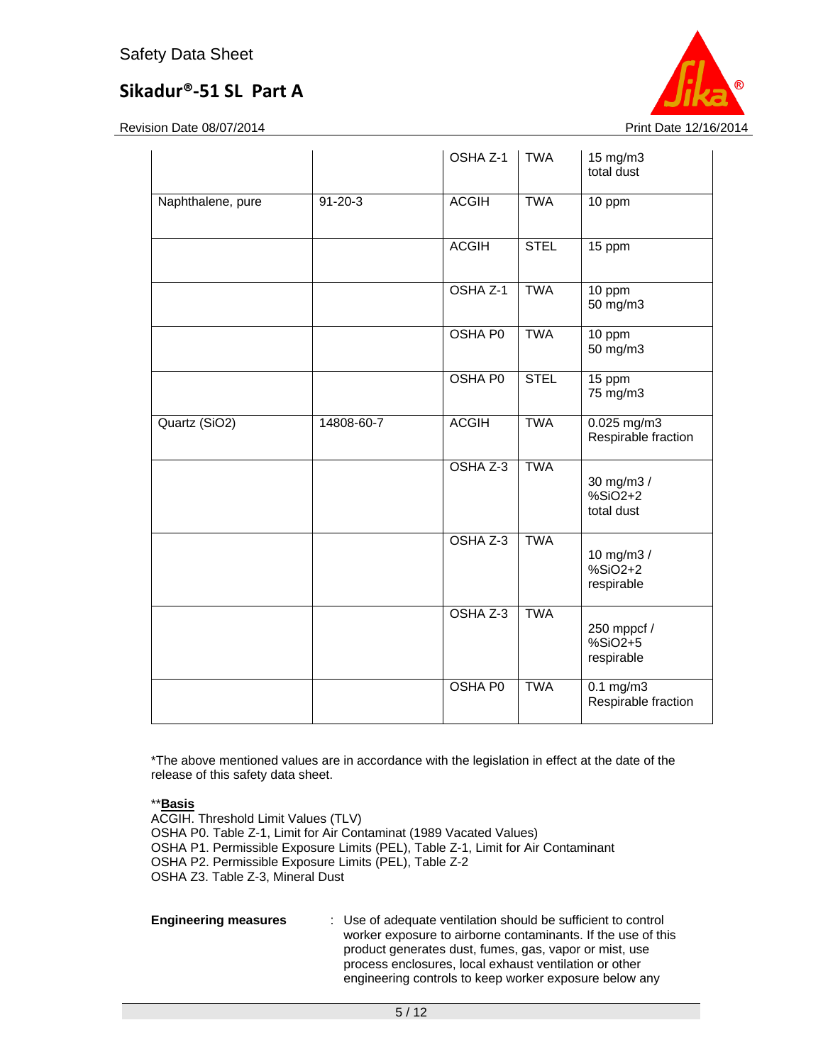| | | OSHA Z-1 | TWA | 15 mg/m3<br>total dust |
|---|---|---|---|---|
| Naphthalene, pure | 91-20-3 | ACGIH | TWA | 10 ppm |
| | | ACGIH | STEL | 15 ppm |
| | | OSHA Z-1 | TWA | 10 ppm<br>50 mg/m3 |
| | | OSHA P0 | TWA | 10 ppm<br>50 mg/m3 |
| | | OSHA P0 | STEL | 15 ppm<br>75 mg/m3 |
| Quartz (SiO2) | 14808-60-7 | ACGIH | TWA | 0.025 mg/m3<br>Respirable fraction |
| | | OSHA Z-3 | TWA | 30 mg/m3 /<br>%SiO2+2<br>total dust |
| | | OSHA Z-3 | TWA | 10 mg/m3 /<br>%SiO2+2<br>respirable |
| | | OSHA Z-3 | TWA | 250 mppcf /<br>%SiO2+5<br>respirable |
| | | OSHA P0 | TWA | 0.1 mg/m3<br>Respirable fraction |

*The above mentioned values are in accordance with the legislation in effect at the date of the release of this safety data sheet.

**Basis**

ACGIH. Threshold Limit Values (TLV)
OSHA P0. Table Z-1, Limit for Air Contaminat (1989 Vacated Values)
OSHA P1. Permissible Exposure Limits (PEL), Table Z-1, Limit for Air Contaminant
OSHA P2. Permissible Exposure Limits (PEL), Table Z-2
OSHA Z3. Table Z-3, Mineral Dust

**Engineering measures** : Use of adequate ventilation should be sufficient to control worker exposure to airborne contaminants. If the use of this product generates dust, fumes, gas, vapor or mist, use process enclosures, local exhaust ventilation or other engineering controls to keep worker exposure below any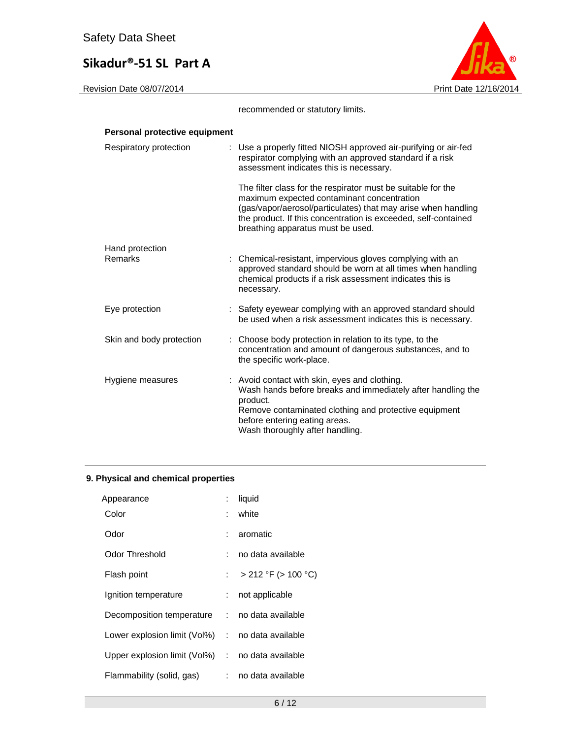recommended or statutory limits.

**Personal protective equipment**

| | |
|---|---|
| Respiratory protection | : Use a properly fitted NIOSH approved air-purifying or air-fed respirator complying with an approved standard if a risk assessment indicates this is necessary.<br><br>The filter class for the respirator must be suitable for the maximum expected contaminant concentration (gas/vapor/aerosol/particulates) that may arise when handling the product. If this concentration is exceeded, self-contained breathing apparatus must be used. |
| Hand protection<br>Remarks | : Chemical-resistant, impervious gloves complying with an approved standard should be worn at all times when handling chemical products if a risk assessment indicates this is necessary. |
| Eye protection | : Safety eyewear complying with an approved standard should be used when a risk assessment indicates this is necessary. |
| Skin and body protection | : Choose body protection in relation to its type, to the concentration and amount of dangerous substances, and to the specific work-place. |
| Hygiene measures | : Avoid contact with skin, eyes and clothing.<br>Wash hands before breaks and immediately after handling the product.<br>Remove contaminated clothing and protective equipment before entering eating areas.<br>Wash thoroughly after handling. |

## 9. Physical and chemical properties

| | |
|---|---|
| Appearance | : liquid |
| Color | : white |
| Odor | : aromatic |
| Odor Threshold | : no data available |
| Flash point | : > 212 °F (> 100 °C) |
| Ignition temperature | : not applicable |
| Decomposition temperature | : no data available |
| Lower explosion limit (Vol%) | : no data available |
| Upper explosion limit (Vol%) | : no data available |
| Flammability (solid, gas) | : no data available |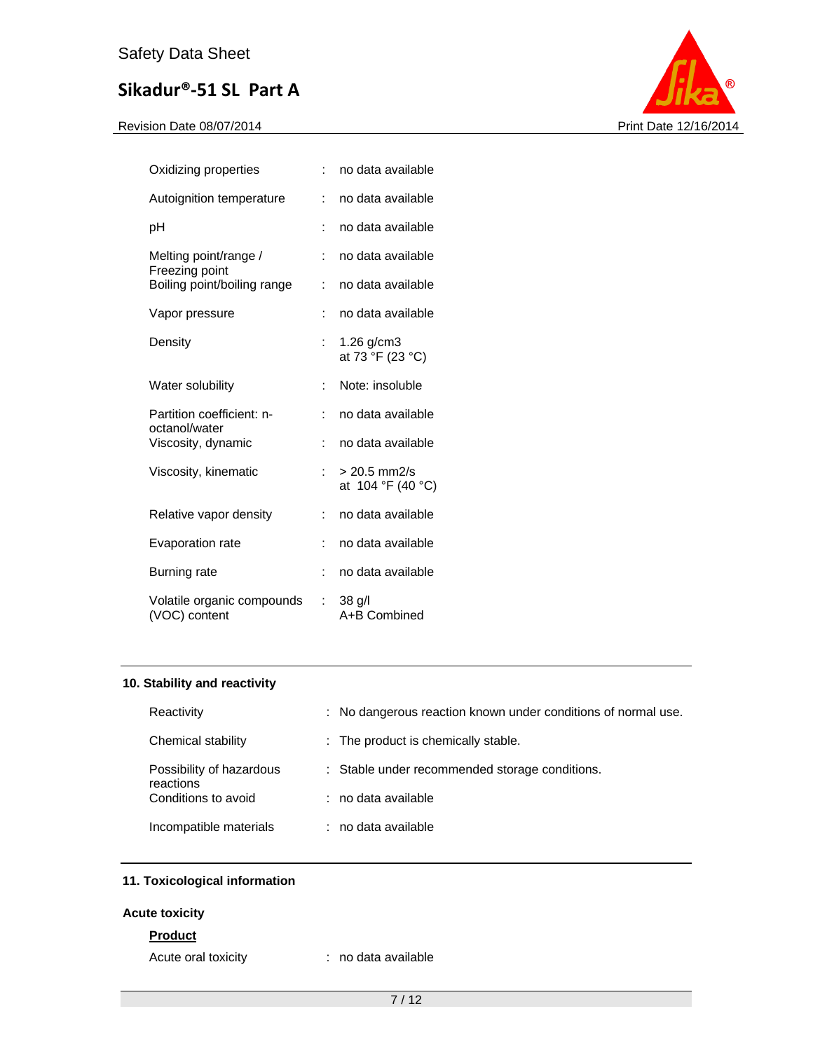| | | |
|---|---|---|
| Oxidizing properties | : | no data available |
| Autoignition temperature | : | no data available |
| pH | : | no data available |
| Melting point/range / Freezing point | : | no data available |
| Boiling point/boiling range | : | no data available |
| Vapor pressure | : | no data available |
| Density | : | 1.26 g/cm3<br>at 73 °F (23 °C) |
| Water solubility | : | Note: insoluble |
| Partition coefficient: n-octanol/water | : | no data available |
| Viscosity, dynamic | : | no data available |
| Viscosity, kinematic | : | > 20.5 mm2/s<br>at 104 °F (40 °C) |
| Relative vapor density | : | no data available |
| Evaporation rate | : | no data available |
| Burning rate | : | no data available |
| Volatile organic compounds (VOC) content | : | 38 g/l<br>A+B Combined |

## 10. Stability and reactivity

| | | |
|---|---|---|
| Reactivity | : | No dangerous reaction known under conditions of normal use. |
| Chemical stability | : | The product is chemically stable. |
| Possibility of hazardous reactions | : | Stable under recommended storage conditions. |
| Conditions to avoid | : | no data available |
| Incompatible materials | : | no data available |

## 11. Toxicological information

### Acute toxicity

**Product**

| | | |
|---|---|---|
| Acute oral toxicity | : | no data available |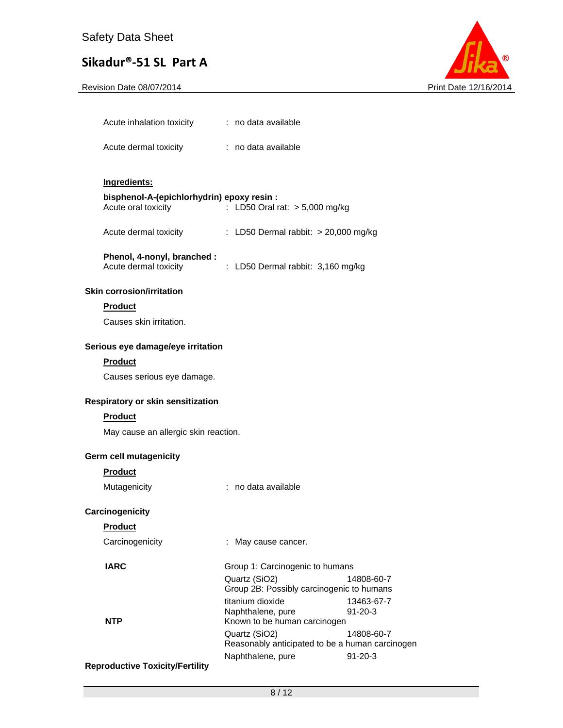Acute inhalation toxicity : no data available

Acute dermal toxicity : no data available

**Ingredients:**

**bisphenol-A-(epichlorhydrin) epoxy resin :**

Acute oral toxicity : LD50 Oral rat: > 5,000 mg/kg

Acute dermal toxicity : LD50 Dermal rabbit: > 20,000 mg/kg

**Phenol, 4-nonyl, branched :**

Acute dermal toxicity : LD50 Dermal rabbit: 3,160 mg/kg

**Skin corrosion/irritation**

**Product**

Causes skin irritation.

**Serious eye damage/eye irritation**

**Product**

Causes serious eye damage.

**Respiratory or skin sensitization**

**Product**

May cause an allergic skin reaction.

**Germ cell mutagenicity**

**Product**

Mutagenicity : no data available

**Carcinogenicity**

**Product**

Carcinogenicity : May cause cancer.

| | | |
|---|---|---|
| **IARC** | Group 1: Carcinogenic to humans | |
| | Quartz (SiO2) | 14808-60-7 |
| | Group 2B: Possibly carcinogenic to humans | |
| | titanium dioxide | 13463-67-7 |
| | Naphthalene, pure | 91-20-3 |
| **NTP** | Known to be human carcinogen | |
| | Quartz (SiO2) | 14808-60-7 |
| | Reasonably anticipated to be a human carcinogen | |
| | Naphthalene, pure | 91-20-3 |

**Reproductive Toxicity/Fertility**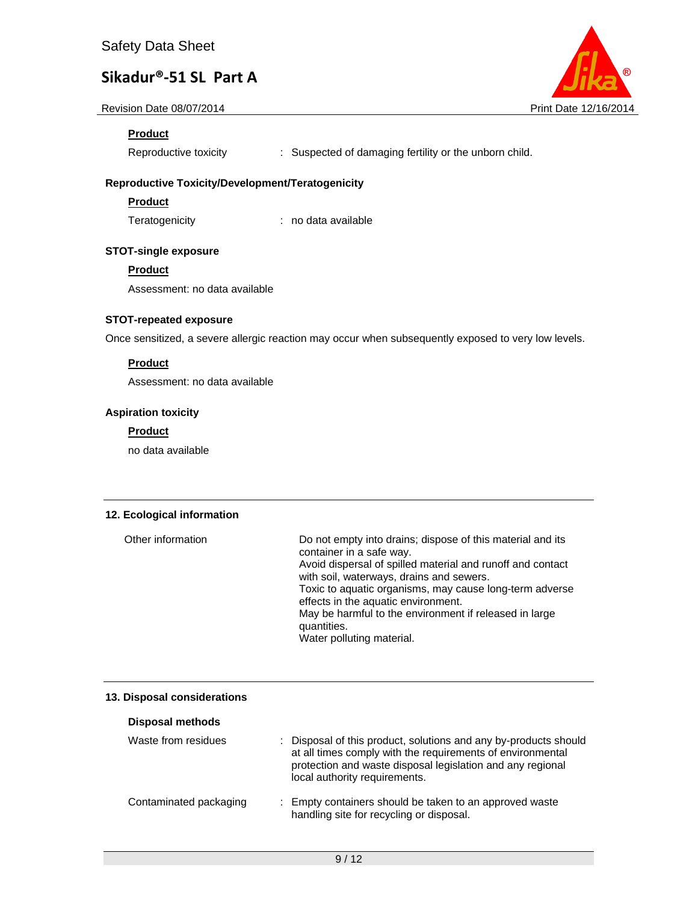**Product**

Reproductive toxicity : Suspected of damaging fertility or the unborn child.

### Reproductive Toxicity/Development/Teratogenicity

**Product**

Teratogenicity : no data available

### STOT-single exposure

**Product**

Assessment: no data available

### STOT-repeated exposure

Once sensitized, a severe allergic reaction may occur when subsequently exposed to very low levels.

**Product**

Assessment: no data available

### Aspiration toxicity

**Product**

no data available

## 12. Ecological information

Other information

Do not empty into drains; dispose of this material and its container in a safe way.
Avoid dispersal of spilled material and runoff and contact with soil, waterways, drains and sewers.
Toxic to aquatic organisms, may cause long-term adverse effects in the aquatic environment.
May be harmful to the environment if released in large quantities.
Water polluting material.

## 13. Disposal considerations

### Disposal methods

Waste from residues : Disposal of this product, solutions and any by-products should at all times comply with the requirements of environmental protection and waste disposal legislation and any regional local authority requirements.

Contaminated packaging : Empty containers should be taken to an approved waste handling site for recycling or disposal.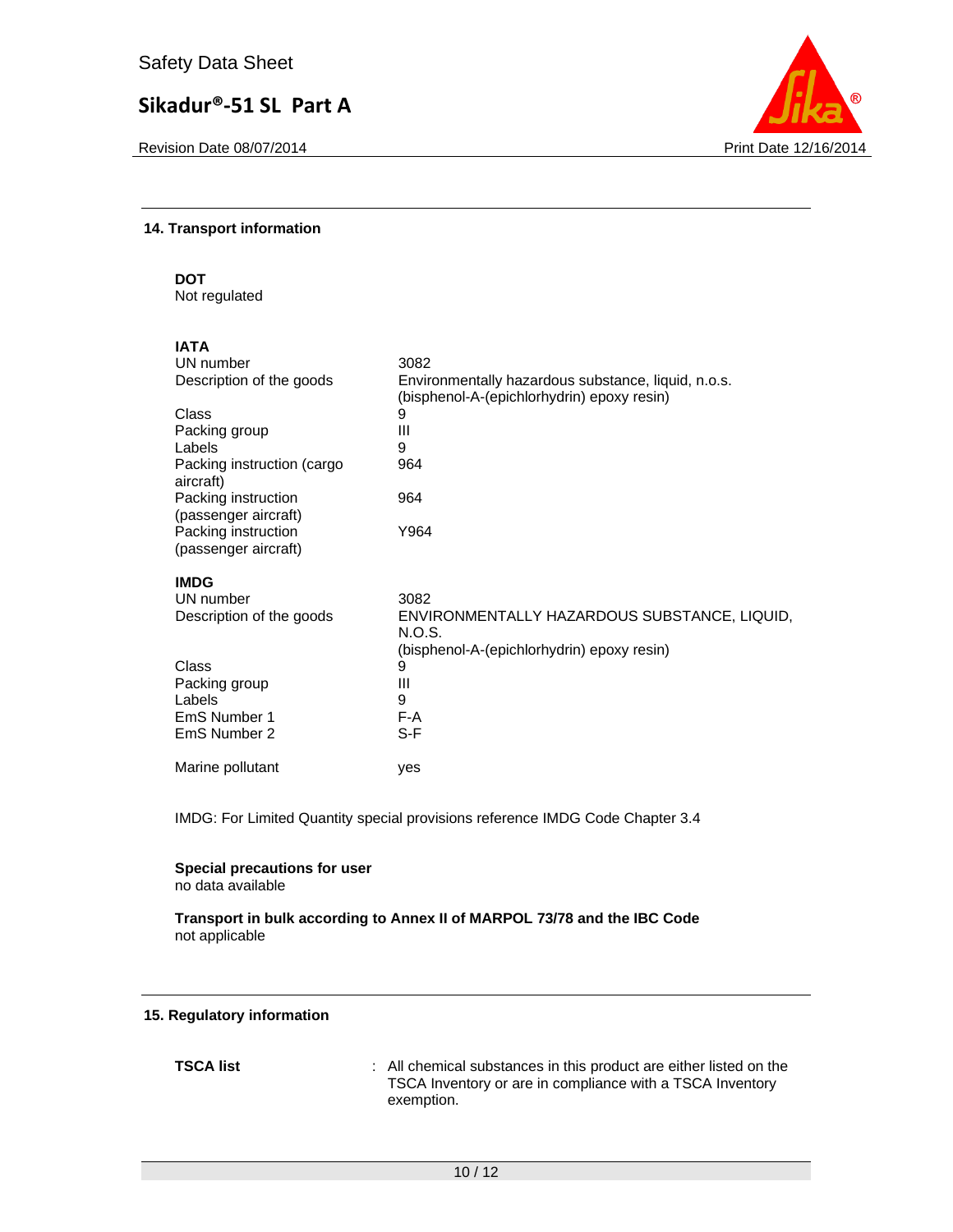## 14. Transport information

**DOT**
Not regulated

**IATA**

| | |
|---|---|
| UN number | 3082 |
| Description of the goods | Environmentally hazardous substance, liquid, n.o.s. (bisphenol-A-(epichlorhydrin) epoxy resin) |
| Class | 9 |
| Packing group | III |
| Labels | 9 |
| Packing instruction (cargo aircraft) | 964 |
| Packing instruction (passenger aircraft) | 964 |
| Packing instruction (passenger aircraft) | Y964 |

**IMDG**

| | |
|---|---|
| UN number | 3082 |
| Description of the goods | ENVIRONMENTALLY HAZARDOUS SUBSTANCE, LIQUID, N.O.S. (bisphenol-A-(epichlorhydrin) epoxy resin) |
| Class | 9 |
| Packing group | III |
| Labels | 9 |
| EmS Number 1 | F-A |
| EmS Number 2 | S-F |
| Marine pollutant | yes |

IMDG: For Limited Quantity special provisions reference IMDG Code Chapter 3.4

**Special precautions for user**
no data available

**Transport in bulk according to Annex II of MARPOL 73/78 and the IBC Code**
not applicable

## 15. Regulatory information

**TSCA list** : All chemical substances in this product are either listed on the TSCA Inventory or are in compliance with a TSCA Inventory exemption.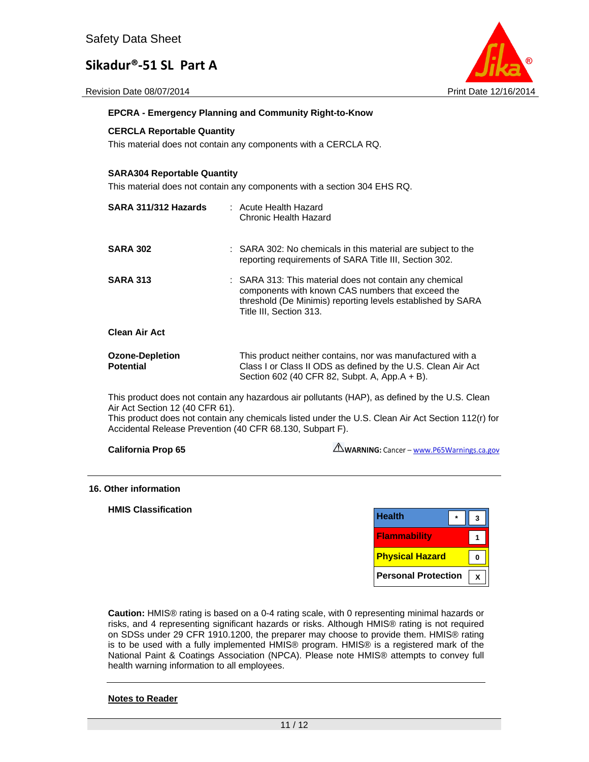**EPCRA - Emergency Planning and Community Right-to-Know**

**CERCLA Reportable Quantity**

This material does not contain any components with a CERCLA RQ.

**SARA304 Reportable Quantity**

This material does not contain any components with a section 304 EHS RQ.

**SARA 311/312 Hazards** : Acute Health Hazard
Chronic Health Hazard

**SARA 302** : SARA 302: No chemicals in this material are subject to the reporting requirements of SARA Title III, Section 302.

**SARA 313** : SARA 313: This material does not contain any chemical components with known CAS numbers that exceed the threshold (De Minimis) reporting levels established by SARA Title III, Section 313.

**Clean Air Act**

**Ozone-Depletion Potential** This product neither contains, nor was manufactured with a Class I or Class II ODS as defined by the U.S. Clean Air Act Section 602 (40 CFR 82, Subpt. A, App.A + B).

This product does not contain any hazardous air pollutants (HAP), as defined by the U.S. Clean Air Act Section 12 (40 CFR 61).
This product does not contain any chemicals listed under the U.S. Clean Air Act Section 112(r) for Accidental Release Prevention (40 CFR 68.130, Subpart F).

**California Prop 65** ⚠**WARNING:** Cancer – www.P65Warnings.ca.gov

## 16. Other information

**HMIS Classification**

| | | |
|---|---|---|
| Health | * | 3 |
| Flammability | | 1 |
| Physical Hazard | | 0 |
| Personal Protection | | X |

**Caution:** HMIS® rating is based on a 0-4 rating scale, with 0 representing minimal hazards or risks, and 4 representing significant hazards or risks. Although HMIS® rating is not required on SDSs under 29 CFR 1910.1200, the preparer may choose to provide them. HMIS® rating is to be used with a fully implemented HMIS® program. HMIS® is a registered mark of the National Paint & Coatings Association (NPCA). Please note HMIS® attempts to convey full health warning information to all employees.

**Notes to Reader**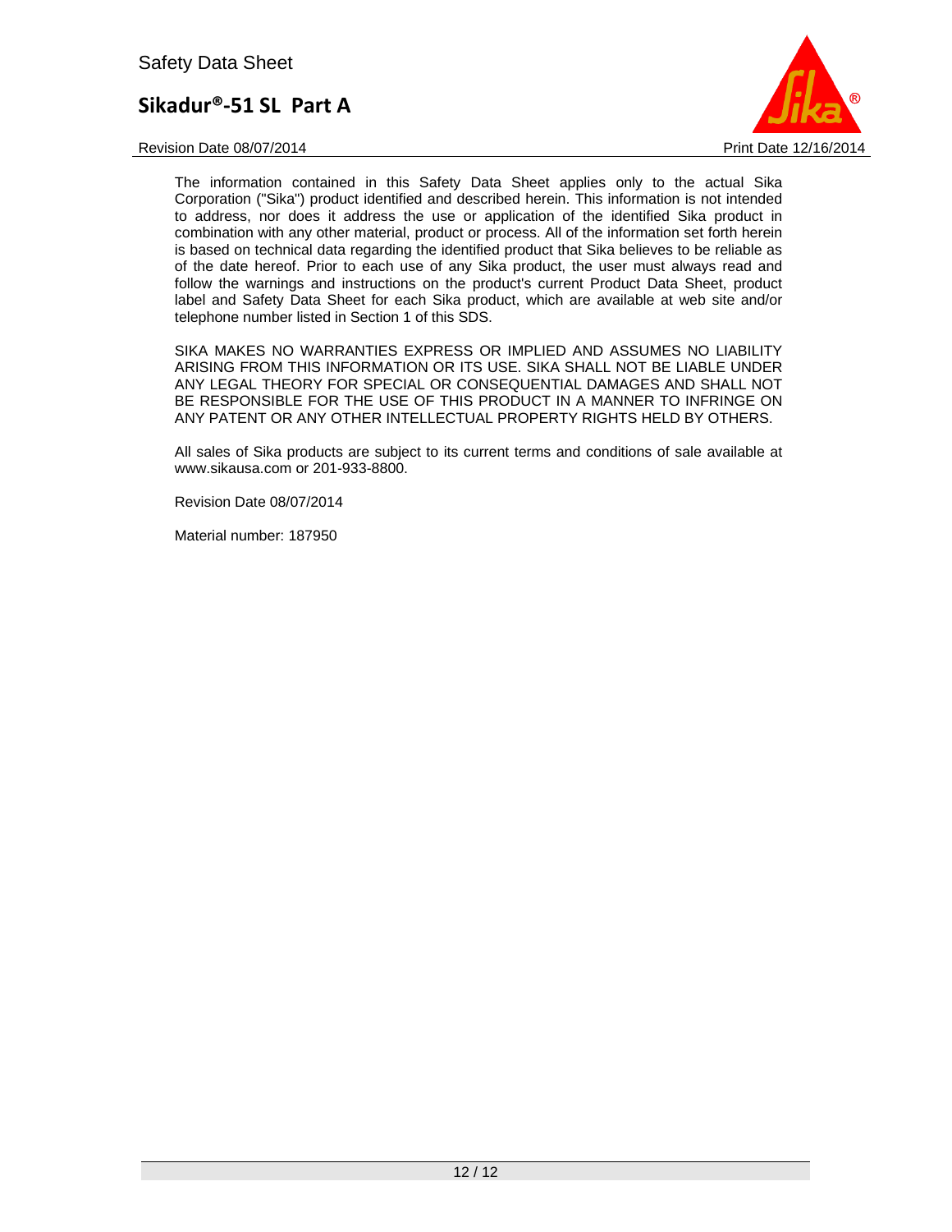The information contained in this Safety Data Sheet applies only to the actual Sika Corporation ("Sika") product identified and described herein. This information is not intended to address, nor does it address the use or application of the identified Sika product in combination with any other material, product or process. All of the information set forth herein is based on technical data regarding the identified product that Sika believes to be reliable as of the date hereof. Prior to each use of any Sika product, the user must always read and follow the warnings and instructions on the product's current Product Data Sheet, product label and Safety Data Sheet for each Sika product, which are available at web site and/or telephone number listed in Section 1 of this SDS.

SIKA MAKES NO WARRANTIES EXPRESS OR IMPLIED AND ASSUMES NO LIABILITY ARISING FROM THIS INFORMATION OR ITS USE. SIKA SHALL NOT BE LIABLE UNDER ANY LEGAL THEORY FOR SPECIAL OR CONSEQUENTIAL DAMAGES AND SHALL NOT BE RESPONSIBLE FOR THE USE OF THIS PRODUCT IN A MANNER TO INFRINGE ON ANY PATENT OR ANY OTHER INTELLECTUAL PROPERTY RIGHTS HELD BY OTHERS.

All sales of Sika products are subject to its current terms and conditions of sale available at www.sikausa.com or 201-933-8800.

Revision Date 08/07/2014

Material number: 187950